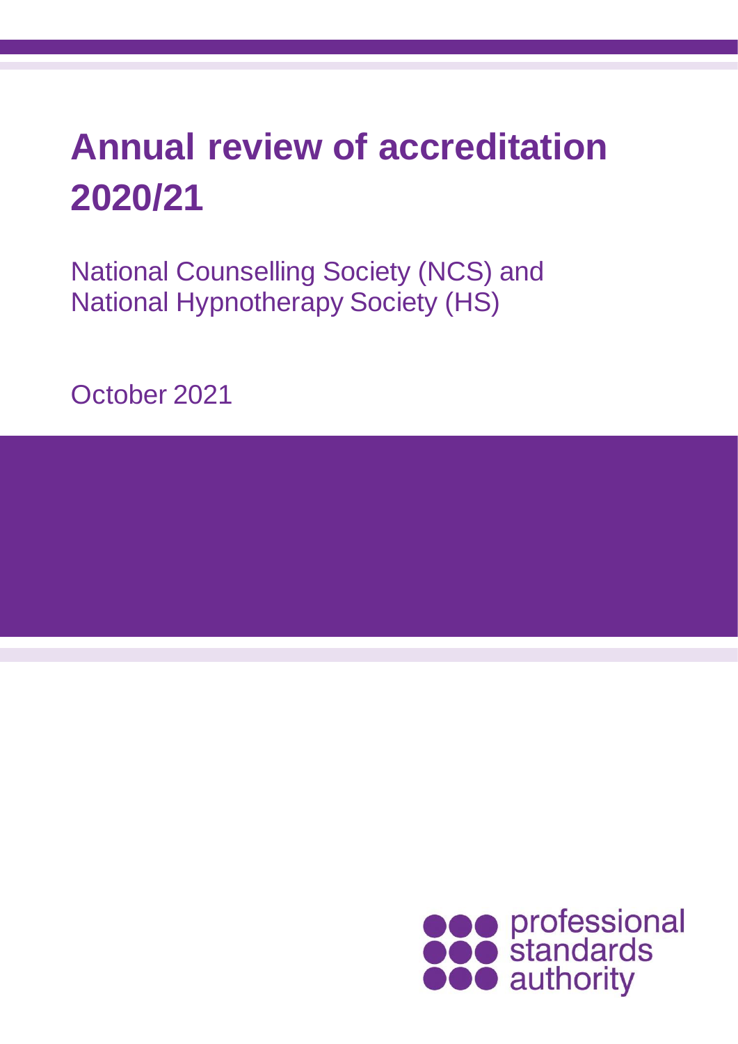# Annual review of accreditation 2020/21

National Counselling Society (NCS) and
National Hypnotherapy Society (HS)

October 2021

professional standards authority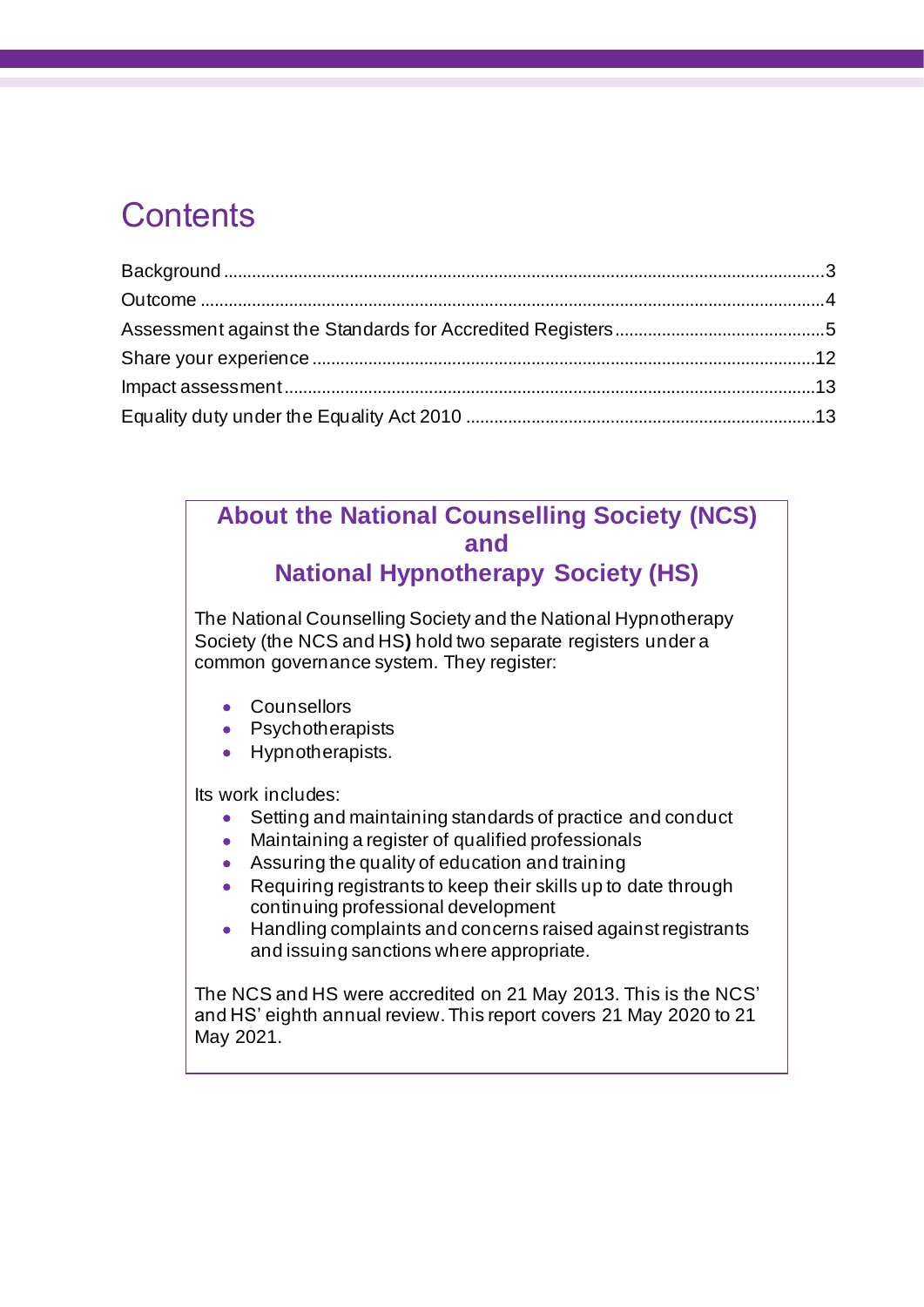# Contents

Background ..... 3
Outcome ..... 4
Assessment against the Standards for Accredited Registers ..... 5
Share your experience ..... 12
Impact assessment ..... 13
Equality duty under the Equality Act 2010 ..... 13

## About the National Counselling Society (NCS) and National Hypnotherapy Society (HS)

The National Counselling Society and the National Hypnotherapy Society (the NCS and HS) hold two separate registers under a common governance system. They register:

- Counsellors
- Psychotherapists
- Hypnotherapists.

Its work includes:

- Setting and maintaining standards of practice and conduct
- Maintaining a register of qualified professionals
- Assuring the quality of education and training
- Requiring registrants to keep their skills up to date through continuing professional development
- Handling complaints and concerns raised against registrants and issuing sanctions where appropriate.

The NCS and HS were accredited on 21 May 2013. This is the NCS' and HS' eighth annual review. This report covers 21 May 2020 to 21 May 2021.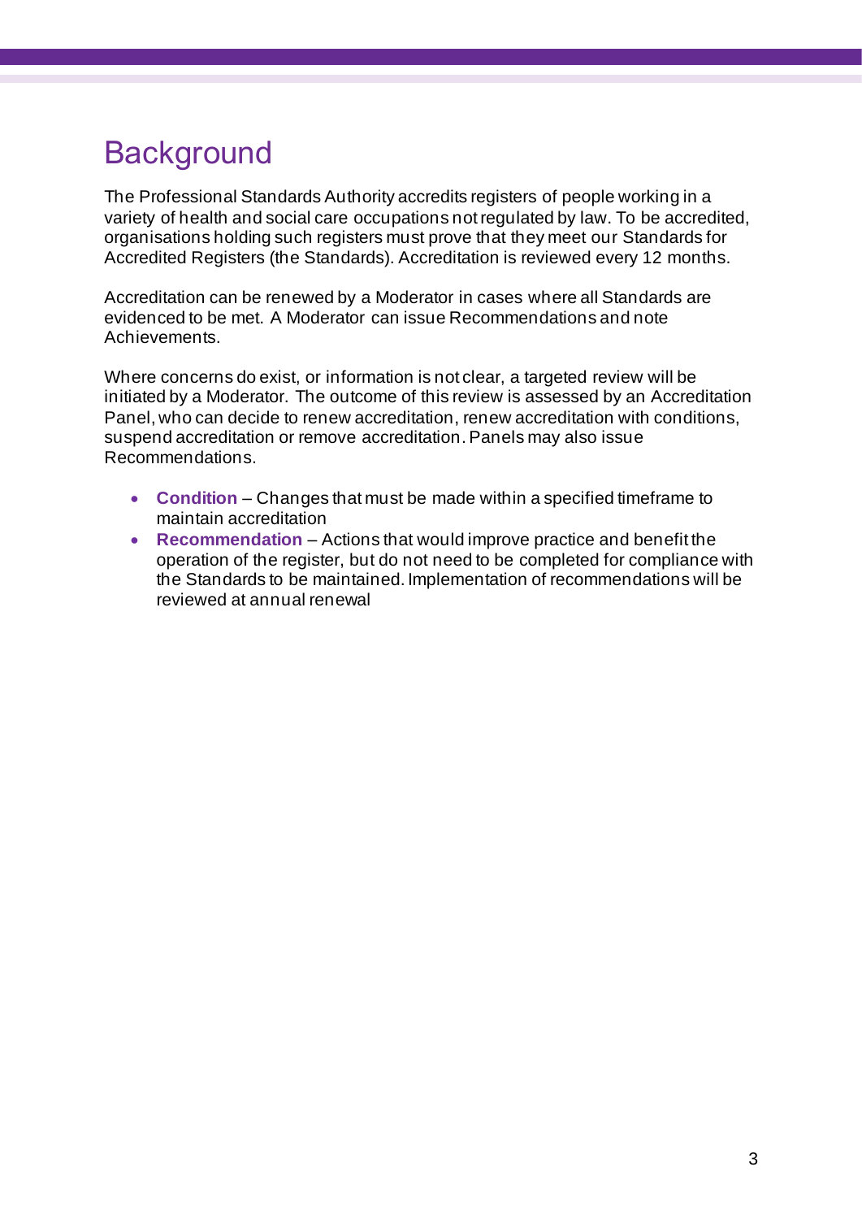# Background

The Professional Standards Authority accredits registers of people working in a variety of health and social care occupations not regulated by law. To be accredited, organisations holding such registers must prove that they meet our Standards for Accredited Registers (the Standards). Accreditation is reviewed every 12 months.

Accreditation can be renewed by a Moderator in cases where all Standards are evidenced to be met. A Moderator can issue Recommendations and note Achievements.

Where concerns do exist, or information is not clear, a targeted review will be initiated by a Moderator. The outcome of this review is assessed by an Accreditation Panel, who can decide to renew accreditation, renew accreditation with conditions, suspend accreditation or remove accreditation. Panels may also issue Recommendations.

- **Condition** – Changes that must be made within a specified timeframe to maintain accreditation
- **Recommendation** – Actions that would improve practice and benefit the operation of the register, but do not need to be completed for compliance with the Standards to be maintained. Implementation of recommendations will be reviewed at annual renewal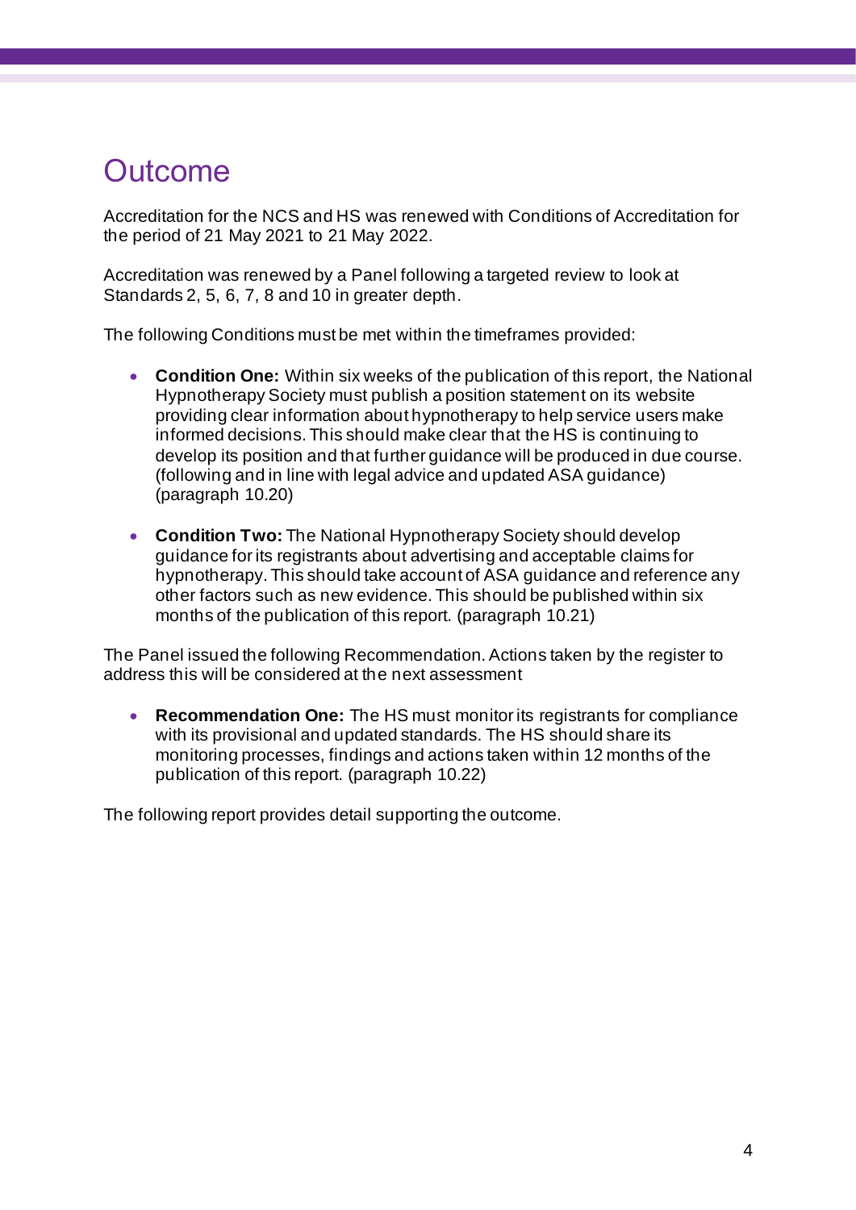# Outcome

Accreditation for the NCS and HS was renewed with Conditions of Accreditation for the period of 21 May 2021 to 21 May 2022.

Accreditation was renewed by a Panel following a targeted review to look at Standards 2, 5, 6, 7, 8 and 10 in greater depth.

The following Conditions must be met within the timeframes provided:

- **Condition One:** Within six weeks of the publication of this report, the National Hypnotherapy Society must publish a position statement on its website providing clear information about hypnotherapy to help service users make informed decisions. This should make clear that the HS is continuing to develop its position and that further guidance will be produced in due course. (following and in line with legal advice and updated ASA guidance) (paragraph 10.20)

- **Condition Two:** The National Hypnotherapy Society should develop guidance for its registrants about advertising and acceptable claims for hypnotherapy. This should take account of ASA guidance and reference any other factors such as new evidence. This should be published within six months of the publication of this report. (paragraph 10.21)

The Panel issued the following Recommendation. Actions taken by the register to address this will be considered at the next assessment

- **Recommendation One:** The HS must monitor its registrants for compliance with its provisional and updated standards. The HS should share its monitoring processes, findings and actions taken within 12 months of the publication of this report. (paragraph 10.22)

The following report provides detail supporting the outcome.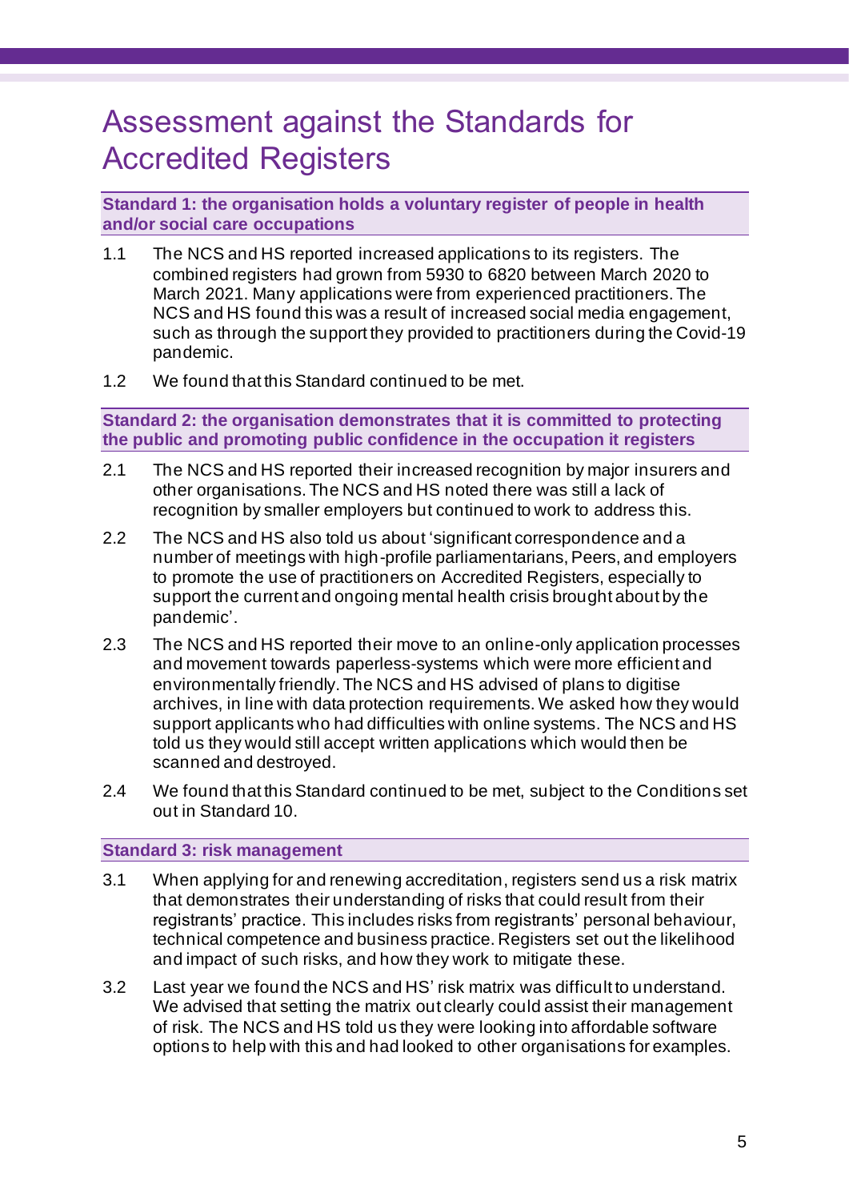# Assessment against the Standards for Accredited Registers

### Standard 1: the organisation holds a voluntary register of people in health and/or social care occupations

1.1 The NCS and HS reported increased applications to its registers. The combined registers had grown from 5930 to 6820 between March 2020 to March 2021. Many applications were from experienced practitioners. The NCS and HS found this was a result of increased social media engagement, such as through the support they provided to practitioners during the Covid-19 pandemic.

1.2 We found that this Standard continued to be met.

### Standard 2: the organisation demonstrates that it is committed to protecting the public and promoting public confidence in the occupation it registers

2.1 The NCS and HS reported their increased recognition by major insurers and other organisations. The NCS and HS noted there was still a lack of recognition by smaller employers but continued to work to address this.

2.2 The NCS and HS also told us about 'significant correspondence and a number of meetings with high-profile parliamentarians, Peers, and employers to promote the use of practitioners on Accredited Registers, especially to support the current and ongoing mental health crisis brought about by the pandemic'.

2.3 The NCS and HS reported their move to an online-only application processes and movement towards paperless-systems which were more efficient and environmentally friendly. The NCS and HS advised of plans to digitise archives, in line with data protection requirements. We asked how they would support applicants who had difficulties with online systems. The NCS and HS told us they would still accept written applications which would then be scanned and destroyed.

2.4 We found that this Standard continued to be met, subject to the Conditions set out in Standard 10.

### Standard 3: risk management

3.1 When applying for and renewing accreditation, registers send us a risk matrix that demonstrates their understanding of risks that could result from their registrants' practice. This includes risks from registrants' personal behaviour, technical competence and business practice. Registers set out the likelihood and impact of such risks, and how they work to mitigate these.

3.2 Last year we found the NCS and HS' risk matrix was difficult to understand. We advised that setting the matrix out clearly could assist their management of risk. The NCS and HS told us they were looking into affordable software options to help with this and had looked to other organisations for examples.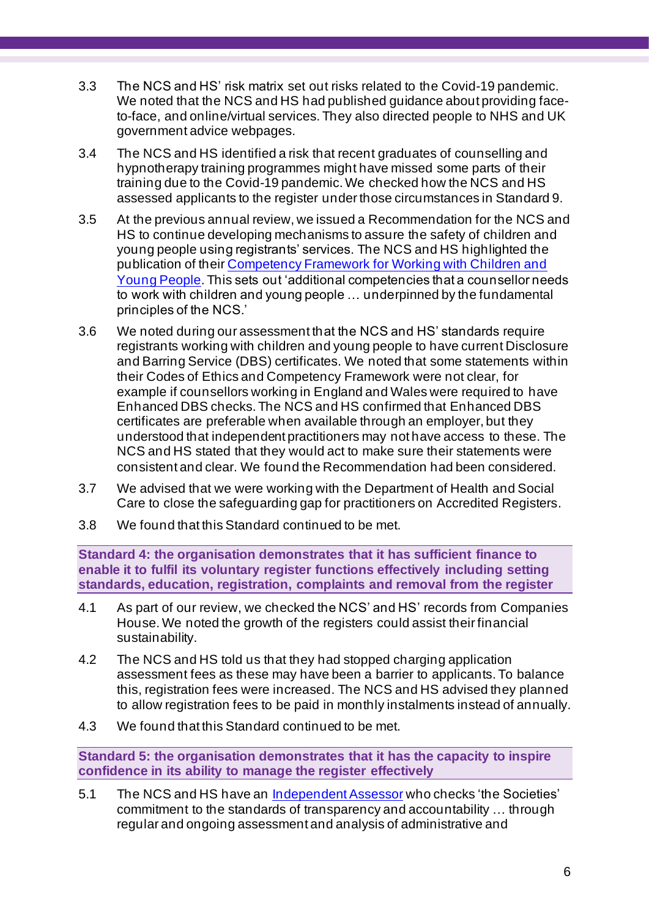3.3 The NCS and HS' risk matrix set out risks related to the Covid-19 pandemic. We noted that the NCS and HS had published guidance about providing face-to-face, and online/virtual services. They also directed people to NHS and UK government advice webpages.

3.4 The NCS and HS identified a risk that recent graduates of counselling and hypnotherapy training programmes might have missed some parts of their training due to the Covid-19 pandemic. We checked how the NCS and HS assessed applicants to the register under those circumstances in Standard 9.

3.5 At the previous annual review, we issued a Recommendation for the NCS and HS to continue developing mechanisms to assure the safety of children and young people using registrants' services. The NCS and HS highlighted the publication of their Competency Framework for Working with Children and Young People. This sets out 'additional competencies that a counsellor needs to work with children and young people … underpinned by the fundamental principles of the NCS.'

3.6 We noted during our assessment that the NCS and HS' standards require registrants working with children and young people to have current Disclosure and Barring Service (DBS) certificates. We noted that some statements within their Codes of Ethics and Competency Framework were not clear, for example if counsellors working in England and Wales were required to have Enhanced DBS checks. The NCS and HS confirmed that Enhanced DBS certificates are preferable when available through an employer, but they understood that independent practitioners may not have access to these. The NCS and HS stated that they would act to make sure their statements were consistent and clear. We found the Recommendation had been considered.

3.7 We advised that we were working with the Department of Health and Social Care to close the safeguarding gap for practitioners on Accredited Registers.

3.8 We found that this Standard continued to be met.

### Standard 4: the organisation demonstrates that it has sufficient finance to enable it to fulfil its voluntary register functions effectively including setting standards, education, registration, complaints and removal from the register

4.1 As part of our review, we checked the NCS' and HS' records from Companies House. We noted the growth of the registers could assist their financial sustainability.

4.2 The NCS and HS told us that they had stopped charging application assessment fees as these may have been a barrier to applicants. To balance this, registration fees were increased. The NCS and HS advised they planned to allow registration fees to be paid in monthly instalments instead of annually.

4.3 We found that this Standard continued to be met.

### Standard 5: the organisation demonstrates that it has the capacity to inspire confidence in its ability to manage the register effectively

5.1 The NCS and HS have an Independent Assessor who checks 'the Societies' commitment to the standards of transparency and accountability … through regular and ongoing assessment and analysis of administrative and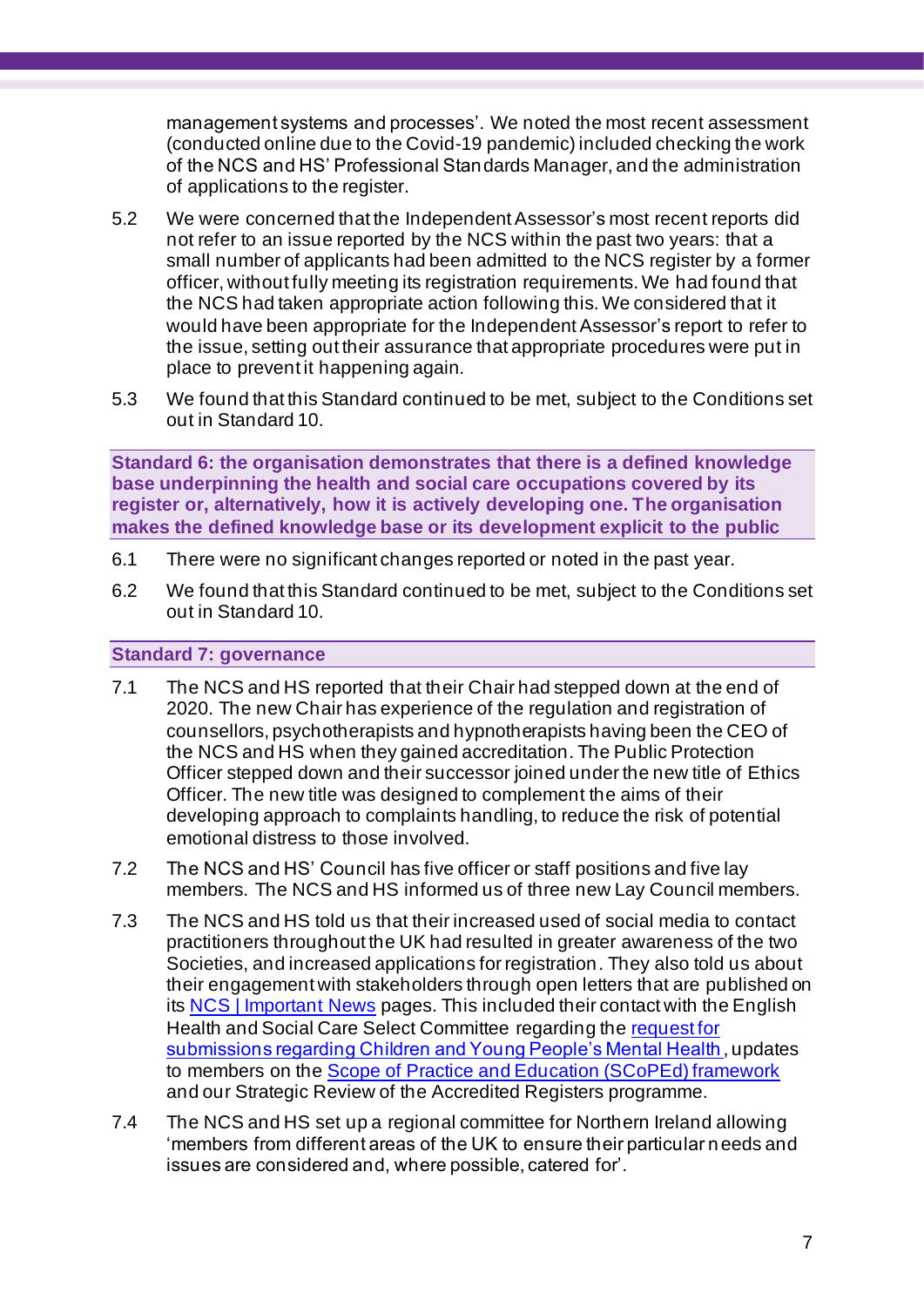management systems and processes'. We noted the most recent assessment (conducted online due to the Covid-19 pandemic) included checking the work of the NCS and HS' Professional Standards Manager, and the administration of applications to the register.

5.2 We were concerned that the Independent Assessor's most recent reports did not refer to an issue reported by the NCS within the past two years: that a small number of applicants had been admitted to the NCS register by a former officer, without fully meeting its registration requirements. We had found that the NCS had taken appropriate action following this. We considered that it would have been appropriate for the Independent Assessor's report to refer to the issue, setting out their assurance that appropriate procedures were put in place to prevent it happening again.

5.3 We found that this Standard continued to be met, subject to the Conditions set out in Standard 10.

### Standard 6: the organisation demonstrates that there is a defined knowledge base underpinning the health and social care occupations covered by its register or, alternatively, how it is actively developing one. The organisation makes the defined knowledge base or its development explicit to the public

6.1 There were no significant changes reported or noted in the past year.

6.2 We found that this Standard continued to be met, subject to the Conditions set out in Standard 10.

### Standard 7: governance

7.1 The NCS and HS reported that their Chair had stepped down at the end of 2020. The new Chair has experience of the regulation and registration of counsellors, psychotherapists and hypnotherapists having been the CEO of the NCS and HS when they gained accreditation. The Public Protection Officer stepped down and their successor joined under the new title of Ethics Officer. The new title was designed to complement the aims of their developing approach to complaints handling, to reduce the risk of potential emotional distress to those involved.

7.2 The NCS and HS' Council has five officer or staff positions and five lay members. The NCS and HS informed us of three new Lay Council members.

7.3 The NCS and HS told us that their increased used of social media to contact practitioners throughout the UK had resulted in greater awareness of the two Societies, and increased applications for registration. They also told us about their engagement with stakeholders through open letters that are published on its NCS | Important News pages. This included their contact with the English Health and Social Care Select Committee regarding the request for submissions regarding Children and Young People's Mental Health, updates to members on the Scope of Practice and Education (SCoPEd) framework and our Strategic Review of the Accredited Registers programme.

7.4 The NCS and HS set up a regional committee for Northern Ireland allowing 'members from different areas of the UK to ensure their particular needs and issues are considered and, where possible, catered for'.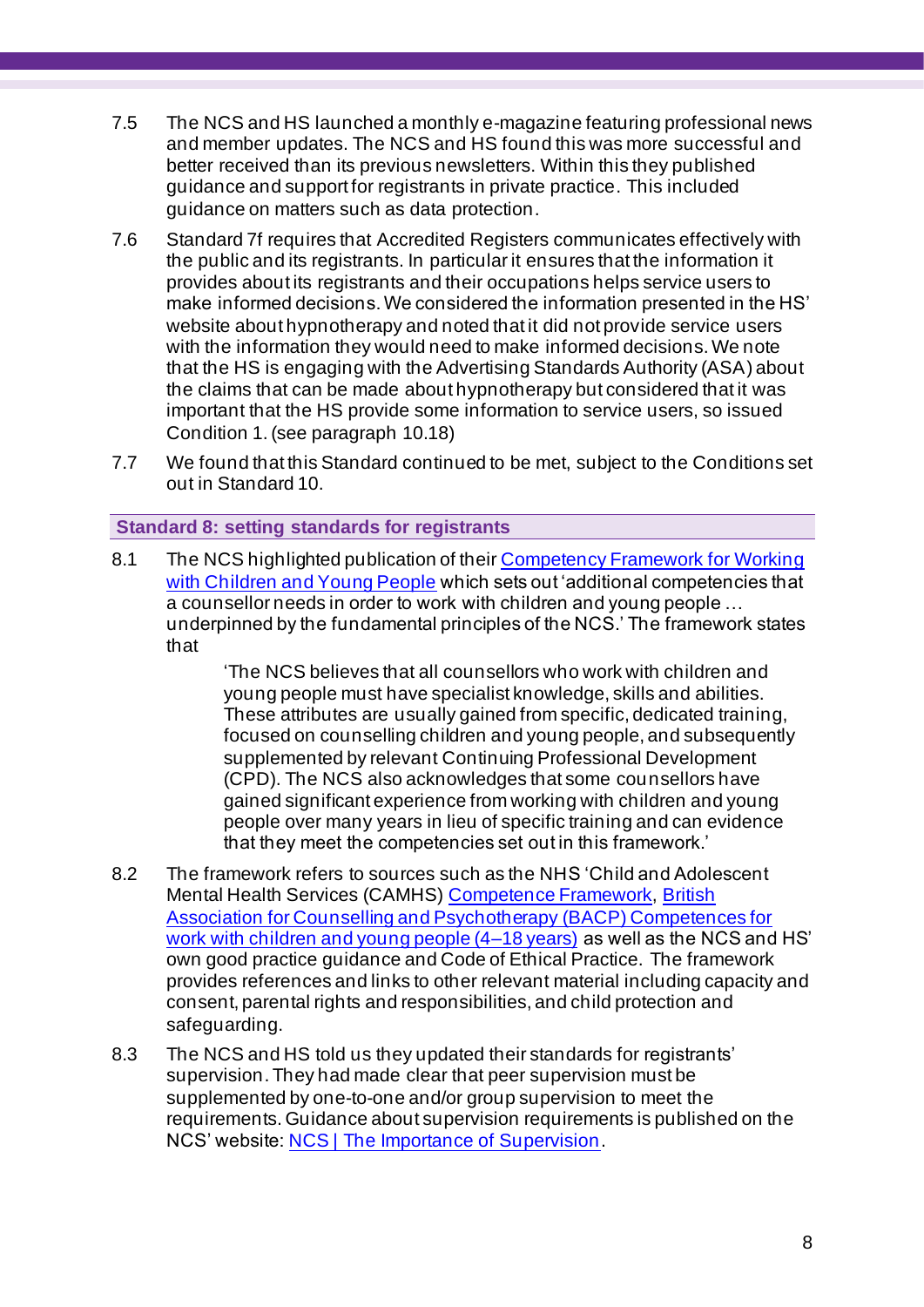7.5 The NCS and HS launched a monthly e-magazine featuring professional news and member updates. The NCS and HS found this was more successful and better received than its previous newsletters. Within this they published guidance and support for registrants in private practice. This included guidance on matters such as data protection.

7.6 Standard 7f requires that Accredited Registers communicates effectively with the public and its registrants. In particular it ensures that the information it provides about its registrants and their occupations helps service users to make informed decisions. We considered the information presented in the HS' website about hypnotherapy and noted that it did not provide service users with the information they would need to make informed decisions. We note that the HS is engaging with the Advertising Standards Authority (ASA) about the claims that can be made about hypnotherapy but considered that it was important that the HS provide some information to service users, so issued Condition 1. (see paragraph 10.18)

7.7 We found that this Standard continued to be met, subject to the Conditions set out in Standard 10.

### Standard 8: setting standards for registrants

8.1 The NCS highlighted publication of their Competency Framework for Working with Children and Young People which sets out 'additional competencies that a counsellor needs in order to work with children and young people … underpinned by the fundamental principles of the NCS.' The framework states that

> 'The NCS believes that all counsellors who work with children and young people must have specialist knowledge, skills and abilities. These attributes are usually gained from specific, dedicated training, focused on counselling children and young people, and subsequently supplemented by relevant Continuing Professional Development (CPD). The NCS also acknowledges that some counsellors have gained significant experience from working with children and young people over many years in lieu of specific training and can evidence that they meet the competencies set out in this framework.'

8.2 The framework refers to sources such as the NHS 'Child and Adolescent Mental Health Services (CAMHS) Competence Framework, British Association for Counselling and Psychotherapy (BACP) Competences for work with children and young people (4–18 years) as well as the NCS and HS' own good practice guidance and Code of Ethical Practice. The framework provides references and links to other relevant material including capacity and consent, parental rights and responsibilities, and child protection and safeguarding.

8.3 The NCS and HS told us they updated their standards for registrants' supervision. They had made clear that peer supervision must be supplemented by one-to-one and/or group supervision to meet the requirements. Guidance about supervision requirements is published on the NCS' website: NCS | The Importance of Supervision.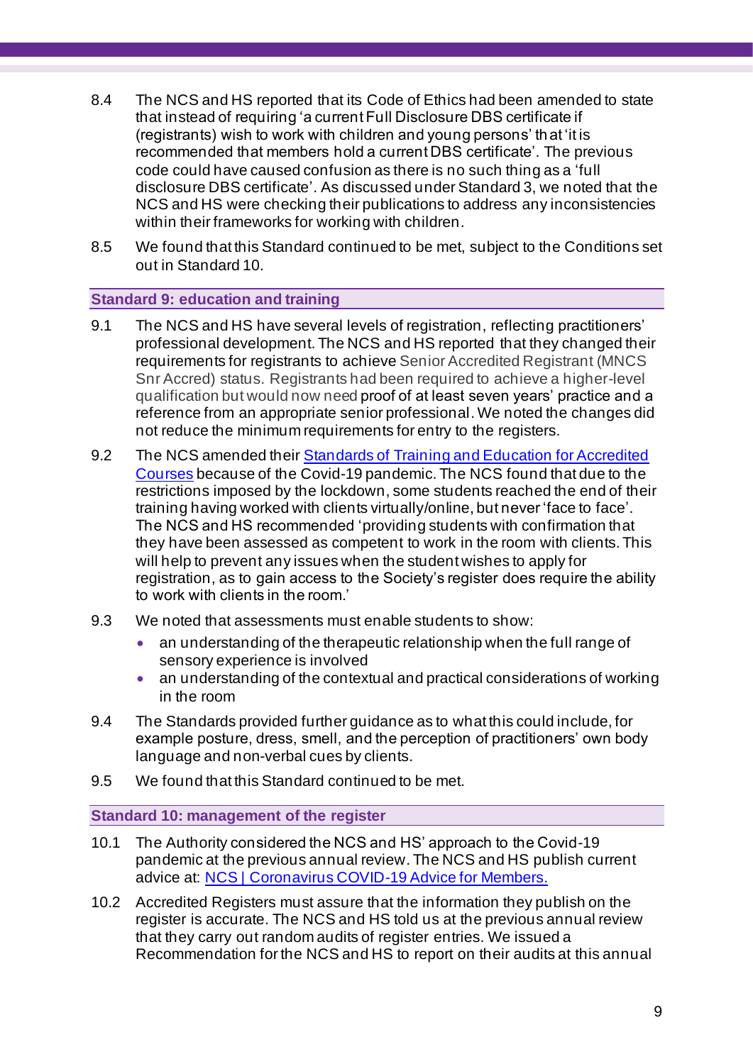8.4 The NCS and HS reported that its Code of Ethics had been amended to state that instead of requiring 'a current Full Disclosure DBS certificate if (registrants) wish to work with children and young persons' that 'it is recommended that members hold a current DBS certificate'. The previous code could have caused confusion as there is no such thing as a 'full disclosure DBS certificate'. As discussed under Standard 3, we noted that the NCS and HS were checking their publications to address any inconsistencies within their frameworks for working with children.

8.5 We found that this Standard continued to be met, subject to the Conditions set out in Standard 10.

## Standard 9: education and training

9.1 The NCS and HS have several levels of registration, reflecting practitioners' professional development. The NCS and HS reported that they changed their requirements for registrants to achieve Senior Accredited Registrant (MNCS Snr Accred) status. Registrants had been required to achieve a higher-level qualification but would now need proof of at least seven years' practice and a reference from an appropriate senior professional. We noted the changes did not reduce the minimum requirements for entry to the registers.

9.2 The NCS amended their [Standards of Training and Education for Accredited Courses] because of the Covid-19 pandemic. The NCS found that due to the restrictions imposed by the lockdown, some students reached the end of their training having worked with clients virtually/online, but never 'face to face'. The NCS and HS recommended 'providing students with confirmation that they have been assessed as competent to work in the room with clients. This will help to prevent any issues when the student wishes to apply for registration, as to gain access to the Society's register does require the ability to work with clients in the room.'

9.3 We noted that assessments must enable students to show:

- an understanding of the therapeutic relationship when the full range of sensory experience is involved
- an understanding of the contextual and practical considerations of working in the room

9.4 The Standards provided further guidance as to what this could include, for example posture, dress, smell, and the perception of practitioners' own body language and non-verbal cues by clients.

9.5 We found that this Standard continued to be met.

## Standard 10: management of the register

10.1 The Authority considered the NCS and HS' approach to the Covid-19 pandemic at the previous annual review. The NCS and HS publish current advice at: [NCS | Coronavirus COVID-19 Advice for Members.]

10.2 Accredited Registers must assure that the information they publish on the register is accurate. The NCS and HS told us at the previous annual review that they carry out random audits of register entries. We issued a Recommendation for the NCS and HS to report on their audits at this annual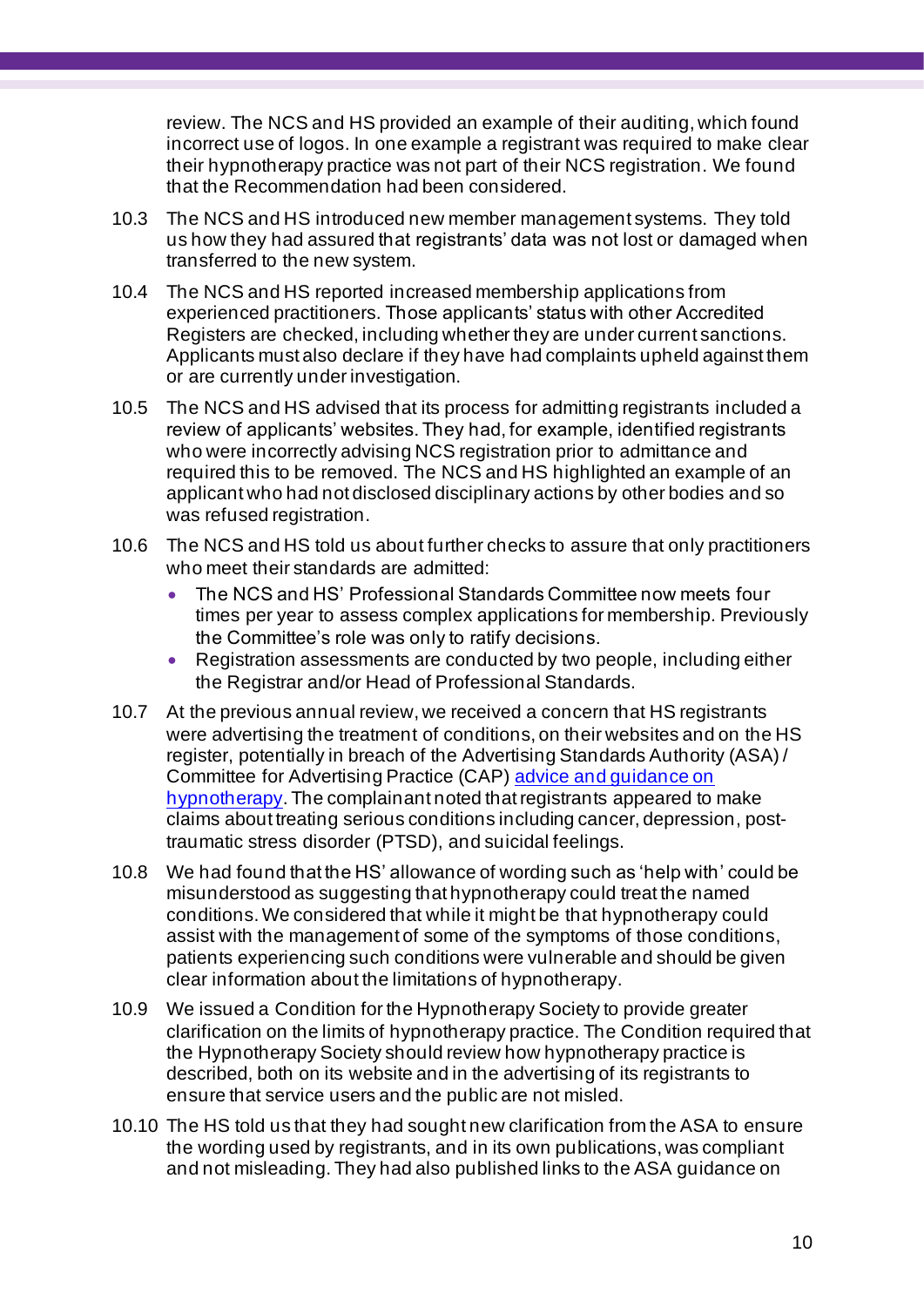review. The NCS and HS provided an example of their auditing, which found incorrect use of logos. In one example a registrant was required to make clear their hypnotherapy practice was not part of their NCS registration. We found that the Recommendation had been considered.

10.3 The NCS and HS introduced new member management systems. They told us how they had assured that registrants' data was not lost or damaged when transferred to the new system.

10.4 The NCS and HS reported increased membership applications from experienced practitioners. Those applicants' status with other Accredited Registers are checked, including whether they are under current sanctions. Applicants must also declare if they have had complaints upheld against them or are currently under investigation.

10.5 The NCS and HS advised that its process for admitting registrants included a review of applicants' websites. They had, for example, identified registrants who were incorrectly advising NCS registration prior to admittance and required this to be removed. The NCS and HS highlighted an example of an applicant who had not disclosed disciplinary actions by other bodies and so was refused registration.

10.6 The NCS and HS told us about further checks to assure that only practitioners who meet their standards are admitted:

- The NCS and HS' Professional Standards Committee now meets four times per year to assess complex applications for membership. Previously the Committee's role was only to ratify decisions.
- Registration assessments are conducted by two people, including either the Registrar and/or Head of Professional Standards.

10.7 At the previous annual review, we received a concern that HS registrants were advertising the treatment of conditions, on their websites and on the HS register, potentially in breach of the Advertising Standards Authority (ASA) / Committee for Advertising Practice (CAP) advice and guidance on hypnotherapy. The complainant noted that registrants appeared to make claims about treating serious conditions including cancer, depression, post-traumatic stress disorder (PTSD), and suicidal feelings.

10.8 We had found that the HS' allowance of wording such as 'help with' could be misunderstood as suggesting that hypnotherapy could treat the named conditions. We considered that while it might be that hypnotherapy could assist with the management of some of the symptoms of those conditions, patients experiencing such conditions were vulnerable and should be given clear information about the limitations of hypnotherapy.

10.9 We issued a Condition for the Hypnotherapy Society to provide greater clarification on the limits of hypnotherapy practice. The Condition required that the Hypnotherapy Society should review how hypnotherapy practice is described, both on its website and in the advertising of its registrants to ensure that service users and the public are not misled.

10.10 The HS told us that they had sought new clarification from the ASA to ensure the wording used by registrants, and in its own publications, was compliant and not misleading. They had also published links to the ASA guidance on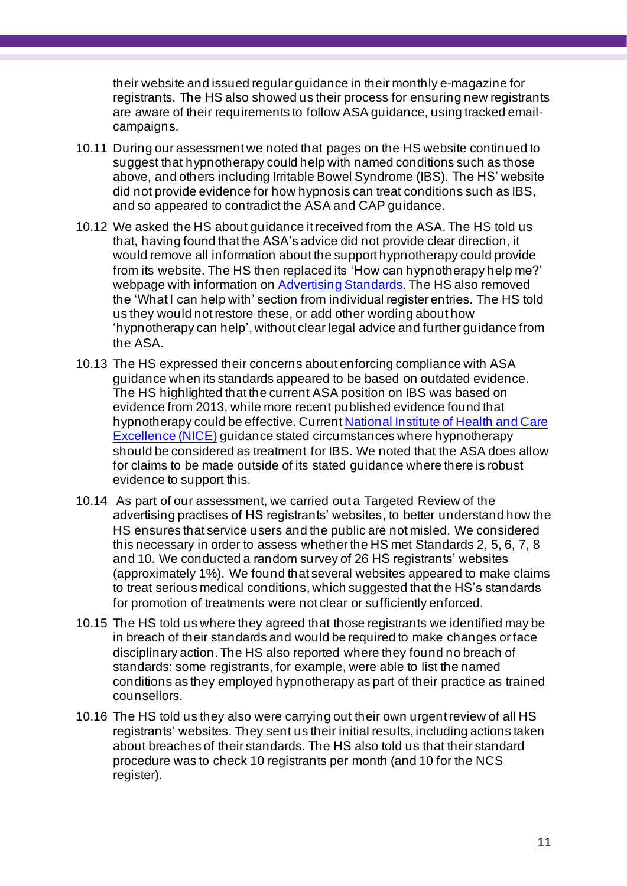their website and issued regular guidance in their monthly e-magazine for registrants. The HS also showed us their process for ensuring new registrants are aware of their requirements to follow ASA guidance, using tracked email-campaigns.

10.11 During our assessment we noted that pages on the HS website continued to suggest that hypnotherapy could help with named conditions such as those above, and others including Irritable Bowel Syndrome (IBS). The HS' website did not provide evidence for how hypnosis can treat conditions such as IBS, and so appeared to contradict the ASA and CAP guidance.

10.12 We asked the HS about guidance it received from the ASA. The HS told us that, having found that the ASA's advice did not provide clear direction, it would remove all information about the support hypnotherapy could provide from its website. The HS then replaced its 'How can hypnotherapy help me?' webpage with information on Advertising Standards. The HS also removed the 'What I can help with' section from individual register entries. The HS told us they would not restore these, or add other wording about how 'hypnotherapy can help', without clear legal advice and further guidance from the ASA.

10.13 The HS expressed their concerns about enforcing compliance with ASA guidance when its standards appeared to be based on outdated evidence. The HS highlighted that the current ASA position on IBS was based on evidence from 2013, while more recent published evidence found that hypnotherapy could be effective. Current National Institute of Health and Care Excellence (NICE) guidance stated circumstances where hypnotherapy should be considered as treatment for IBS. We noted that the ASA does allow for claims to be made outside of its stated guidance where there is robust evidence to support this.

10.14 As part of our assessment, we carried out a Targeted Review of the advertising practises of HS registrants' websites, to better understand how the HS ensures that service users and the public are not misled. We considered this necessary in order to assess whether the HS met Standards 2, 5, 6, 7, 8 and 10. We conducted a random survey of 26 HS registrants' websites (approximately 1%). We found that several websites appeared to make claims to treat serious medical conditions, which suggested that the HS's standards for promotion of treatments were not clear or sufficiently enforced.

10.15 The HS told us where they agreed that those registrants we identified may be in breach of their standards and would be required to make changes or face disciplinary action. The HS also reported where they found no breach of standards: some registrants, for example, were able to list the named conditions as they employed hypnotherapy as part of their practice as trained counsellors.

10.16 The HS told us they also were carrying out their own urgent review of all HS registrants' websites. They sent us their initial results, including actions taken about breaches of their standards. The HS also told us that their standard procedure was to check 10 registrants per month (and 10 for the NCS register).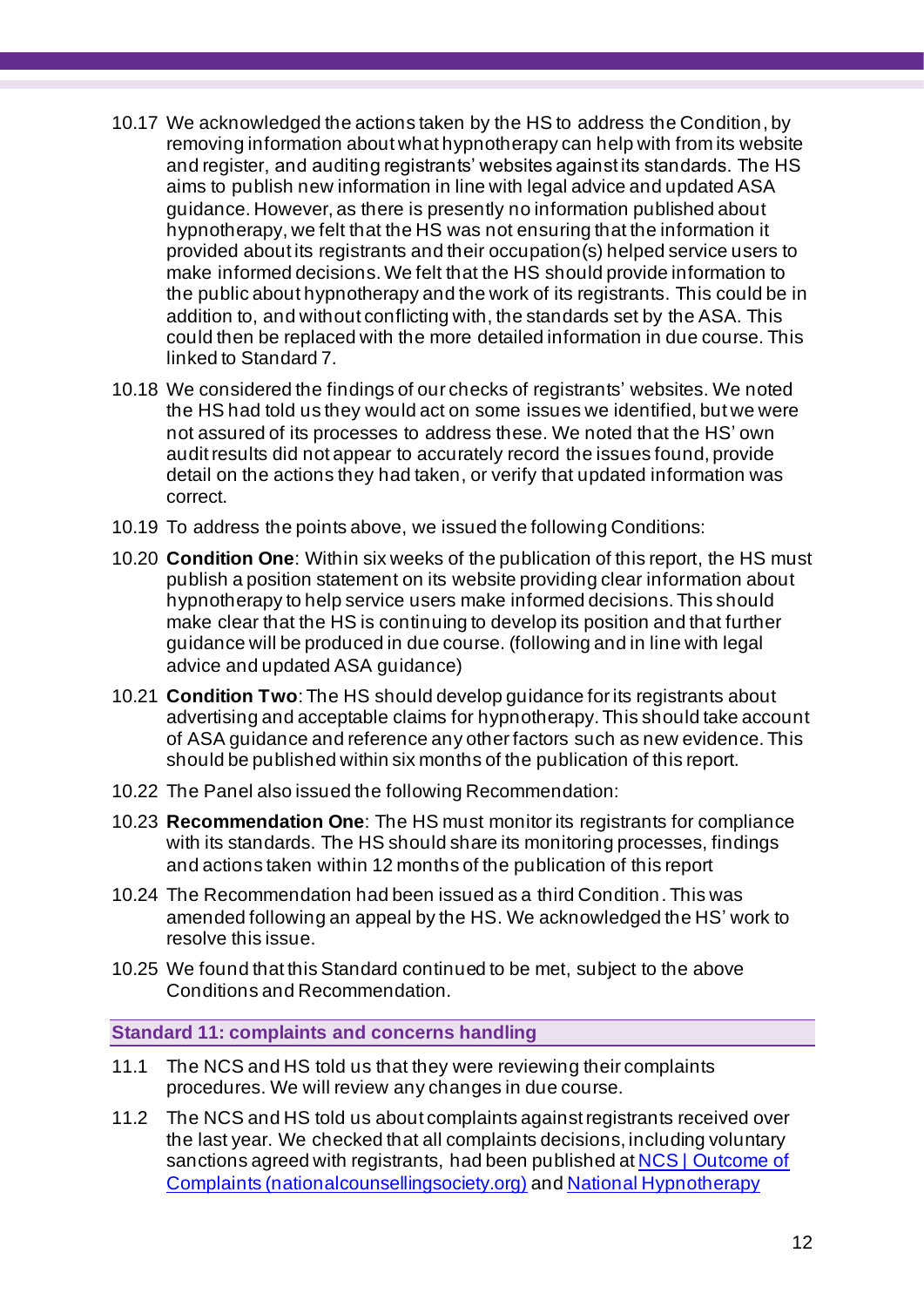10.17 We acknowledged the actions taken by the HS to address the Condition, by removing information about what hypnotherapy can help with from its website and register, and auditing registrants' websites against its standards. The HS aims to publish new information in line with legal advice and updated ASA guidance. However, as there is presently no information published about hypnotherapy, we felt that the HS was not ensuring that the information it provided about its registrants and their occupation(s) helped service users to make informed decisions. We felt that the HS should provide information to the public about hypnotherapy and the work of its registrants. This could be in addition to, and without conflicting with, the standards set by the ASA. This could then be replaced with the more detailed information in due course. This linked to Standard 7.

10.18 We considered the findings of our checks of registrants' websites. We noted the HS had told us they would act on some issues we identified, but we were not assured of its processes to address these. We noted that the HS' own audit results did not appear to accurately record the issues found, provide detail on the actions they had taken, or verify that updated information was correct.

10.19 To address the points above, we issued the following Conditions:

10.20 **Condition One**: Within six weeks of the publication of this report, the HS must publish a position statement on its website providing clear information about hypnotherapy to help service users make informed decisions. This should make clear that the HS is continuing to develop its position and that further guidance will be produced in due course. (following and in line with legal advice and updated ASA guidance)

10.21 **Condition Two**: The HS should develop guidance for its registrants about advertising and acceptable claims for hypnotherapy. This should take account of ASA guidance and reference any other factors such as new evidence. This should be published within six months of the publication of this report.

10.22 The Panel also issued the following Recommendation:

10.23 **Recommendation One**: The HS must monitor its registrants for compliance with its standards. The HS should share its monitoring processes, findings and actions taken within 12 months of the publication of this report

10.24 The Recommendation had been issued as a third Condition. This was amended following an appeal by the HS. We acknowledged the HS' work to resolve this issue.

10.25 We found that this Standard continued to be met, subject to the above Conditions and Recommendation.

### Standard 11: complaints and concerns handling

11.1 The NCS and HS told us that they were reviewing their complaints procedures. We will review any changes in due course.

11.2 The NCS and HS told us about complaints against registrants received over the last year. We checked that all complaints decisions, including voluntary sanctions agreed with registrants, had been published at NCS | Outcome of Complaints (nationalcounsellingsociety.org) and National Hypnotherapy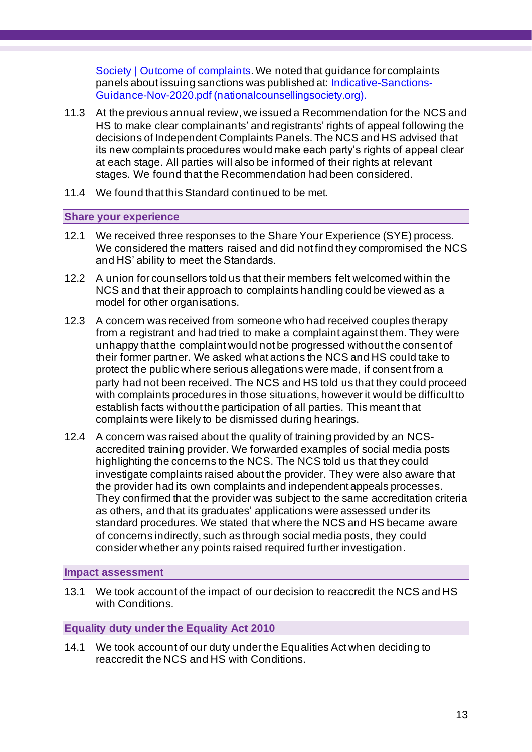[Society | Outcome of complaints](). We noted that guidance for complaints panels about issuing sanctions was published at: [Indicative-Sanctions-Guidance-Nov-2020.pdf (nationalcounsellingsociety.org).]()

11.3 At the previous annual review, we issued a Recommendation for the NCS and HS to make clear complainants' and registrants' rights of appeal following the decisions of Independent Complaints Panels. The NCS and HS advised that its new complaints procedures would make each party's rights of appeal clear at each stage. All parties will also be informed of their rights at relevant stages. We found that the Recommendation had been considered.

11.4 We found that this Standard continued to be met.

## Share your experience

12.1 We received three responses to the Share Your Experience (SYE) process. We considered the matters raised and did not find they compromised the NCS and HS' ability to meet the Standards.

12.2 A union for counsellors told us that their members felt welcomed within the NCS and that their approach to complaints handling could be viewed as a model for other organisations.

12.3 A concern was received from someone who had received couples therapy from a registrant and had tried to make a complaint against them. They were unhappy that the complaint would not be progressed without the consent of their former partner. We asked what actions the NCS and HS could take to protect the public where serious allegations were made, if consent from a party had not been received. The NCS and HS told us that they could proceed with complaints procedures in those situations, however it would be difficult to establish facts without the participation of all parties. This meant that complaints were likely to be dismissed during hearings.

12.4 A concern was raised about the quality of training provided by an NCS-accredited training provider. We forwarded examples of social media posts highlighting the concerns to the NCS. The NCS told us that they could investigate complaints raised about the provider. They were also aware that the provider had its own complaints and independent appeals processes. They confirmed that the provider was subject to the same accreditation criteria as others, and that its graduates' applications were assessed under its standard procedures. We stated that where the NCS and HS became aware of concerns indirectly, such as through social media posts, they could consider whether any points raised required further investigation.

## Impact assessment

13.1 We took account of the impact of our decision to reaccredit the NCS and HS with Conditions.

## Equality duty under the Equality Act 2010

14.1 We took account of our duty under the Equalities Act when deciding to reaccredit the NCS and HS with Conditions.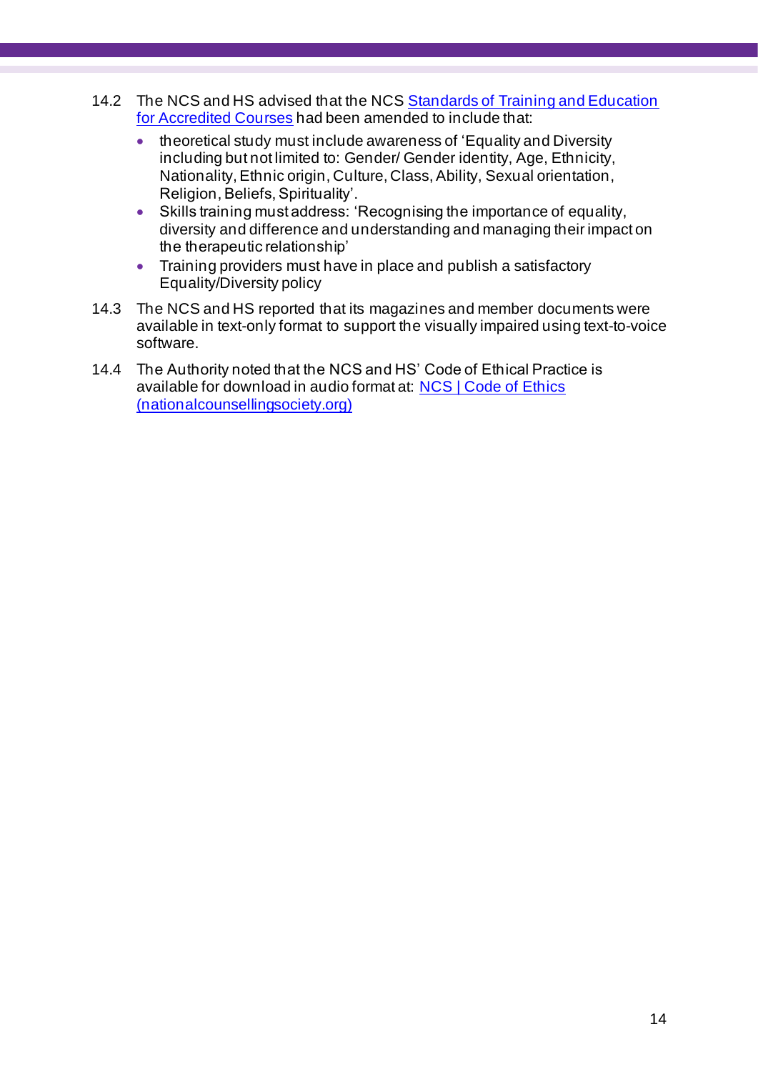14.2 The NCS and HS advised that the NCS [Standards of Training and Education for Accredited Courses] had been amended to include that:

- theoretical study must include awareness of 'Equality and Diversity including but not limited to: Gender/ Gender identity, Age, Ethnicity, Nationality, Ethnic origin, Culture, Class, Ability, Sexual orientation, Religion, Beliefs, Spirituality'.
- Skills training must address: 'Recognising the importance of equality, diversity and difference and understanding and managing their impact on the therapeutic relationship'
- Training providers must have in place and publish a satisfactory Equality/Diversity policy

14.3 The NCS and HS reported that its magazines and member documents were available in text-only format to support the visually impaired using text-to-voice software.

14.4 The Authority noted that the NCS and HS' Code of Ethical Practice is available for download in audio format at: [NCS | Code of Ethics (nationalcounsellingsociety.org)]